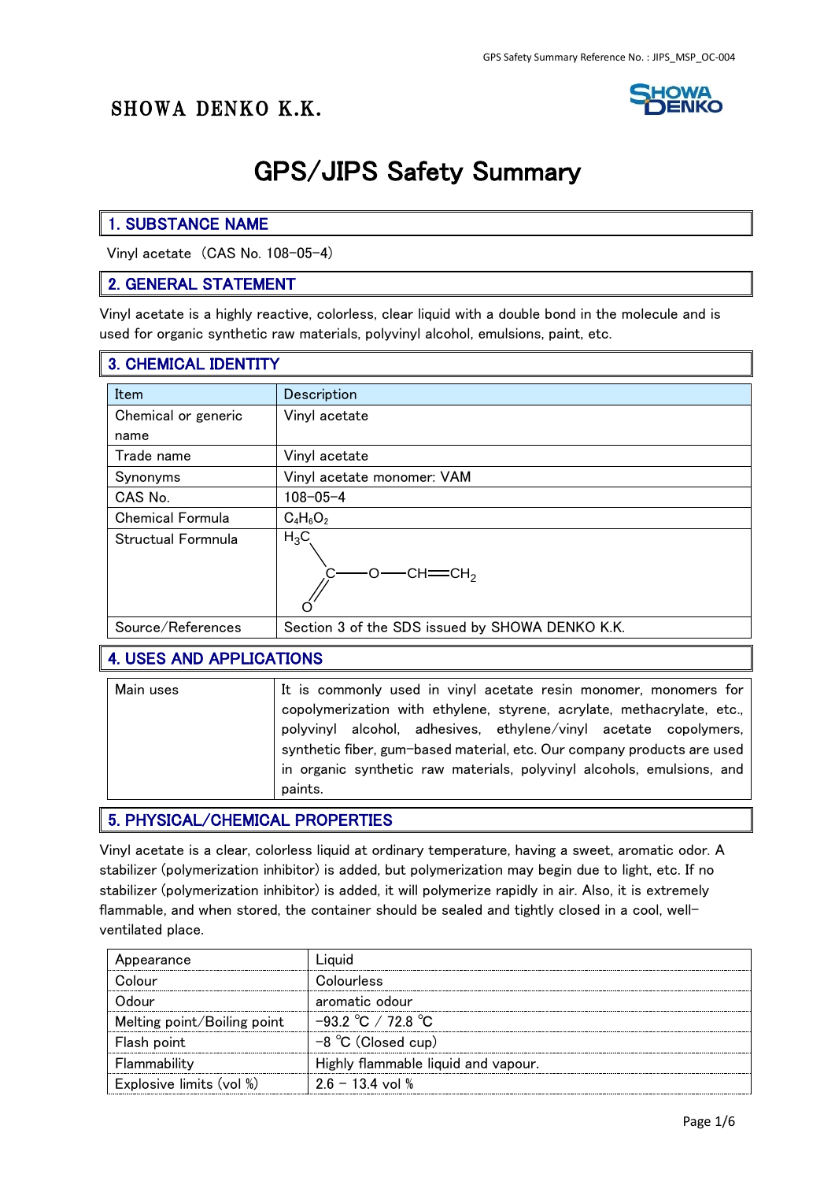SHOWA DENKO K.K.

# GPS/JIPS Safety Summary

## 1. SUBSTANCE NAME

Vinyl acetate（CAS No. 108-05-4）

## 2. GENERAL STATEMENT

Vinyl acetate is a highly reactive, colorless, clear liquid with a double bond in the molecule and is used for organic synthetic raw materials, polyvinyl alcohol, emulsions, paint, etc.

## 3. CHEMICAL IDENTITY

| Item | Description |
|---|---|
| Chemical or generic name | Vinyl acetate |
| Trade name | Vinyl acetate |
| Synonyms | Vinyl acetate monomer: VAM |
| CAS No. | 108-05-4 |
| Chemical Formula | $C_4H_6O_2$ |
| Structual Formnula | $H_3C-C(=O)-O-CH=CH_2$ |
| Source/References | Section 3 of the SDS issued by SHOWA DENKO K.K. |

## 4. USES AND APPLICATIONS

| Main uses | It is commonly used in vinyl acetate resin monomer, monomers for copolymerization with ethylene, styrene, acrylate, methacrylate, etc., polyvinyl alcohol, adhesives, ethylene/vinyl acetate copolymers, synthetic fiber, gum-based material, etc. Our company products are used in organic synthetic raw materials, polyvinyl alcohols, emulsions, and paints. |
|---|---|

## 5. PHYSICAL/CHEMICAL PROPERTIES

Vinyl acetate is a clear, colorless liquid at ordinary temperature, having a sweet, aromatic odor. A stabilizer (polymerization inhibitor) is added, but polymerization may begin due to light, etc. If no stabilizer (polymerization inhibitor) is added, it will polymerize rapidly in air. Also, it is extremely flammable, and when stored, the container should be sealed and tightly closed in a cool, well-ventilated place.

| Appearance | Liquid |
|---|---|
| Colour | Colourless |
| Odour | aromatic odour |
| Melting point/Boiling point | -93.2 ℃ / 72.8 ℃ |
| Flash point | -8 ℃ (Closed cup) |
| Flammability | Highly flammable liquid and vapour. |
| Explosive limits (vol %) | 2.6 – 13.4 vol % |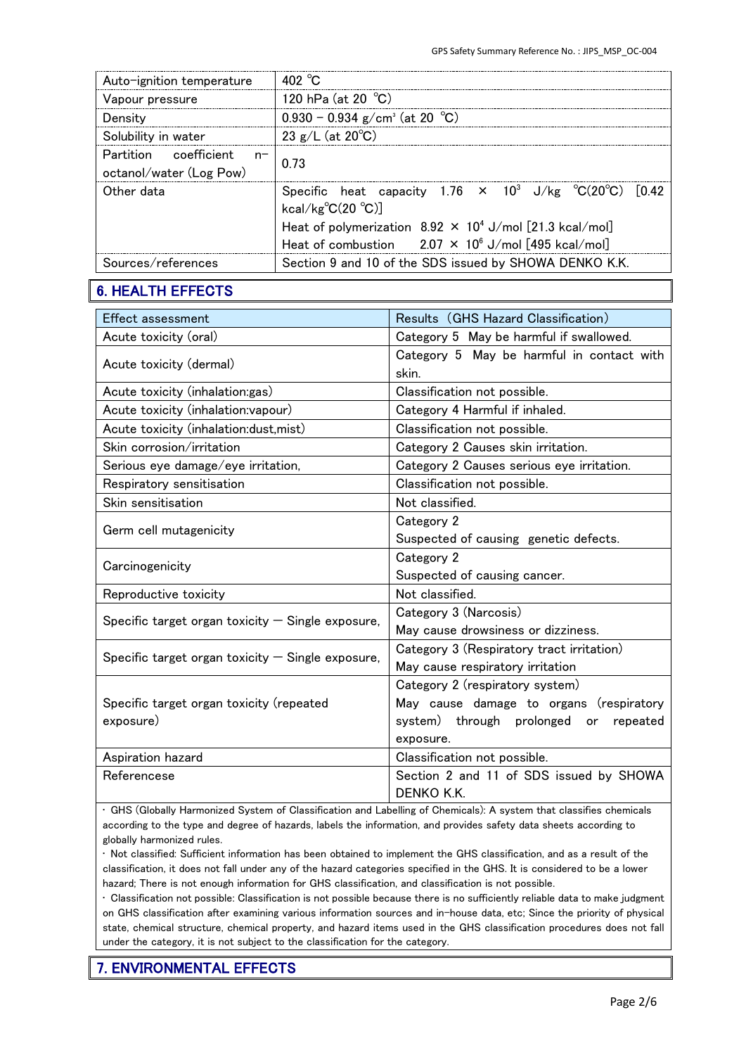| | |
|---|---|
| Auto-ignition temperature | 402 ℃ |
| Vapour pressure | 120 hPa (at 20 ℃) |
| Density | 0.930 – 0.934 g/cm$^3$ (at 20 ℃) |
| Solubility in water | 23 g/L (at 20℃) |
| Partition coefficient n-octanol/water (Log Pow) | 0.73 |
| Other data | Specific heat capacity 1.76 × $10^3$ J/kg ℃(20℃) [0.42 kcal/kg℃(20 ℃)]<br>Heat of polymerization 8.92 × $10^4$ J/mol [21.3 kcal/mol]<br>Heat of combustion 2.07 × $10^6$ J/mol [495 kcal/mol] |
| Sources/references | Section 9 and 10 of the SDS issued by SHOWA DENKO K.K. |

## 6. HEALTH EFFECTS

| Effect assessment | Results（GHS Hazard Classification） |
|---|---|
| Acute toxicity (oral) | Category 5 May be harmful if swallowed. |
| Acute toxicity (dermal) | Category 5 May be harmful in contact with skin. |
| Acute toxicity (inhalation:gas) | Classification not possible. |
| Acute toxicity (inhalation:vapour) | Category 4 Harmful if inhaled. |
| Acute toxicity (inhalation:dust,mist) | Classification not possible. |
| Skin corrosion/irritation | Category 2 Causes skin irritation. |
| Serious eye damage/eye irritation, | Category 2 Causes serious eye irritation. |
| Respiratory sensitisation | Classification not possible. |
| Skin sensitisation | Not classified. |
| Germ cell mutagenicity | Category 2<br>Suspected of causing genetic defects. |
| Carcinogenicity | Category 2<br>Suspected of causing cancer. |
| Reproductive toxicity | Not classified. |
| Specific target organ toxicity — Single exposure, | Category 3 (Narcosis)<br>May cause drowsiness or dizziness. |
| Specific target organ toxicity — Single exposure, | Category 3 (Respiratory tract irritation)<br>May cause respiratory irritation |
| Specific target organ toxicity (repeated exposure) | Category 2 (respiratory system)<br>May cause damage to organs (respiratory system) through prolonged or repeated exposure. |
| Aspiration hazard | Classification not possible. |
| Referencese | Section 2 and 11 of SDS issued by SHOWA DENKO K.K. |

・GHS (Globally Harmonized System of Classification and Labelling of Chemicals): A system that classifies chemicals according to the type and degree of hazards, labels the information, and provides safety data sheets according to globally harmonized rules.
・Not classified: Sufficient information has been obtained to implement the GHS classification, and as a result of the classification, it does not fall under any of the hazard categories specified in the GHS. It is considered to be a lower hazard; There is not enough information for GHS classification, and classification is not possible.
・Classification not possible: Classification is not possible because there is no sufficiently reliable data to make judgment on GHS classification after examining various information sources and in-house data, etc; Since the priority of physical state, chemical structure, chemical property, and hazard items used in the GHS classification procedures does not fall under the category, it is not subject to the classification for the category.

## 7. ENVIRONMENTAL EFFECTS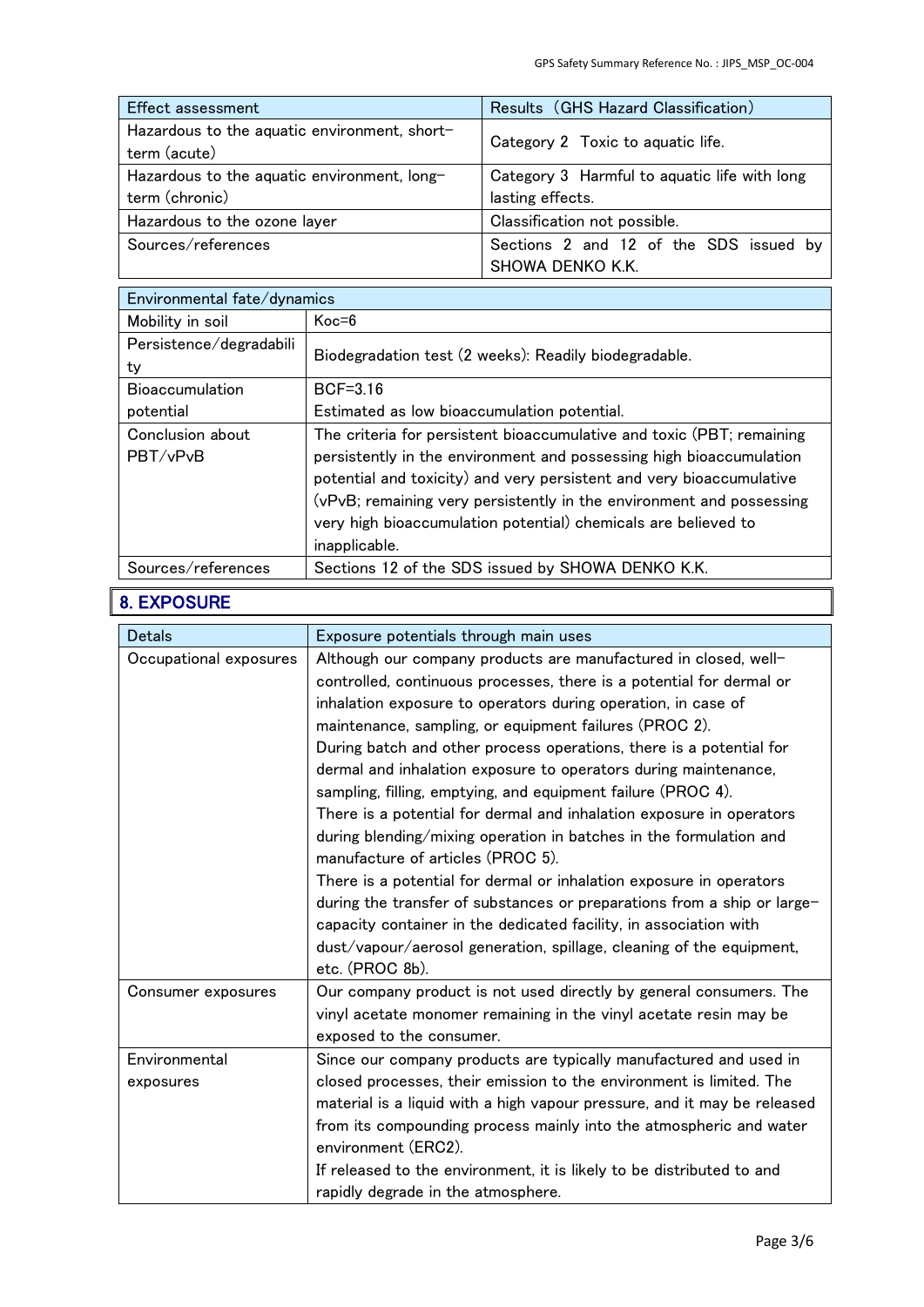| Effect assessment | Results（GHS Hazard Classification） |
|---|---|
| Hazardous to the aquatic environment, short-term (acute) | Category 2 Toxic to aquatic life. |
| Hazardous to the aquatic environment, long-term (chronic) | Category 3 Harmful to aquatic life with long lasting effects. |
| Hazardous to the ozone layer | Classification not possible. |
| Sources/references | Sections 2 and 12 of the SDS issued by SHOWA DENKO K.K. |

| Environmental fate/dynamics | |
|---|---|
| Mobility in soil | Koc=6 |
| Persistence/degradability | Biodegradation test (2 weeks): Readily biodegradable. |
| Bioaccumulation potential | BCF=3.16<br>Estimated as low bioaccumulation potential. |
| Conclusion about PBT/vPvB | The criteria for persistent bioaccumulative and toxic (PBT; remaining persistently in the environment and possessing high bioaccumulation potential and toxicity) and very persistent and very bioaccumulative (vPvB; remaining very persistently in the environment and possessing very high bioaccumulation potential) chemicals are believed to inapplicable. |
| Sources/references | Sections 12 of the SDS issued by SHOWA DENKO K.K. |

## 8. EXPOSURE

| Detals | Exposure potentials through main uses |
|---|---|
| Occupational exposures | Although our company products are manufactured in closed, well-controlled, continuous processes, there is a potential for dermal or inhalation exposure to operators during operation, in case of maintenance, sampling, or equipment failures (PROC 2).<br>During batch and other process operations, there is a potential for dermal and inhalation exposure to operators during maintenance, sampling, filling, emptying, and equipment failure (PROC 4).<br>There is a potential for dermal and inhalation exposure in operators during blending/mixing operation in batches in the formulation and manufacture of articles (PROC 5).<br>There is a potential for dermal or inhalation exposure in operators during the transfer of substances or preparations from a ship or large-capacity container in the dedicated facility, in association with dust/vapour/aerosol generation, spillage, cleaning of the equipment, etc. (PROC 8b). |
| Consumer exposures | Our company product is not used directly by general consumers. The vinyl acetate monomer remaining in the vinyl acetate resin may be exposed to the consumer. |
| Environmental exposures | Since our company products are typically manufactured and used in closed processes, their emission to the environment is limited. The material is a liquid with a high vapour pressure, and it may be released from its compounding process mainly into the atmospheric and water environment (ERC2).<br>If released to the environment, it is likely to be distributed to and rapidly degrade in the atmosphere. |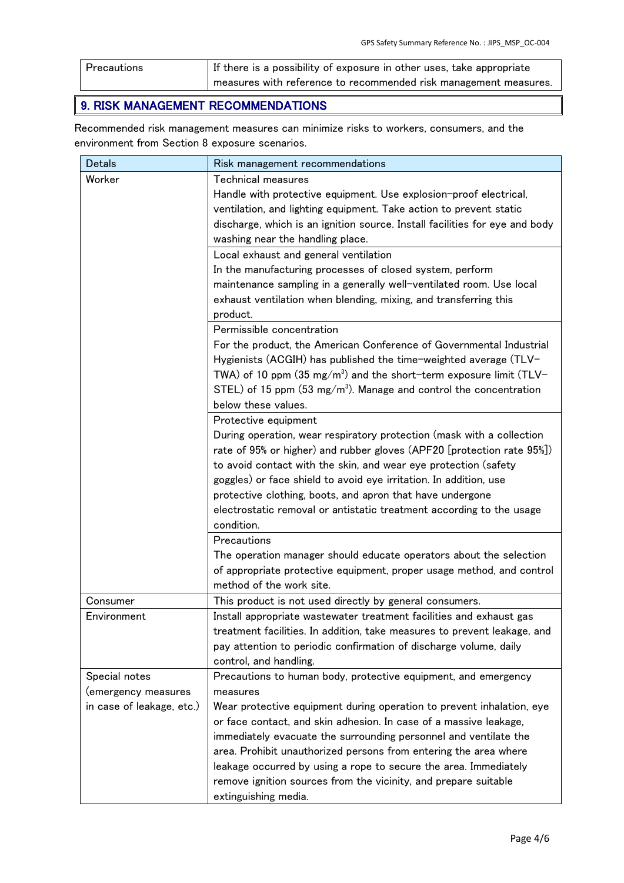| Precautions | If there is a possibility of exposure in other uses, take appropriate measures with reference to recommended risk management measures. |
|---|---|

## 9. RISK MANAGEMENT RECOMMENDATIONS

Recommended risk management measures can minimize risks to workers, consumers, and the environment from Section 8 exposure scenarios.

| Detals | Risk management recommendations |
|---|---|
| Worker | Technical measures<br>Handle with protective equipment. Use explosion-proof electrical, ventilation, and lighting equipment. Take action to prevent static discharge, which is an ignition source. Install facilities for eye and body washing near the handling place. |
| | Local exhaust and general ventilation<br>In the manufacturing processes of closed system, perform maintenance sampling in a generally well-ventilated room. Use local exhaust ventilation when blending, mixing, and transferring this product. |
| | Permissible concentration<br>For the product, the American Conference of Governmental Industrial Hygienists (ACGIH) has published the time-weighted average (TLV-TWA) of 10 ppm (35 mg/$m^3$) and the short-term exposure limit (TLV-STEL) of 15 ppm (53 mg/$m^3$). Manage and control the concentration below these values. |
| | Protective equipment<br>During operation, wear respiratory protection (mask with a collection rate of 95% or higher) and rubber gloves (APF20 [protection rate 95%]) to avoid contact with the skin, and wear eye protection (safety goggles) or face shield to avoid eye irritation. In addition, use protective clothing, boots, and apron that have undergone electrostatic removal or antistatic treatment according to the usage condition. |
| | Precautions<br>The operation manager should educate operators about the selection of appropriate protective equipment, proper usage method, and control method of the work site. |
| Consumer | This product is not used directly by general consumers. |
| Environment | Install appropriate wastewater treatment facilities and exhaust gas treatment facilities. In addition, take measures to prevent leakage, and pay attention to periodic confirmation of discharge volume, daily control, and handling. |
| Special notes (emergency measures in case of leakage, etc.) | Precautions to human body, protective equipment, and emergency measures<br>Wear protective equipment during operation to prevent inhalation, eye or face contact, and skin adhesion. In case of a massive leakage, immediately evacuate the surrounding personnel and ventilate the area. Prohibit unauthorized persons from entering the area where leakage occurred by using a rope to secure the area. Immediately remove ignition sources from the vicinity, and prepare suitable extinguishing media. |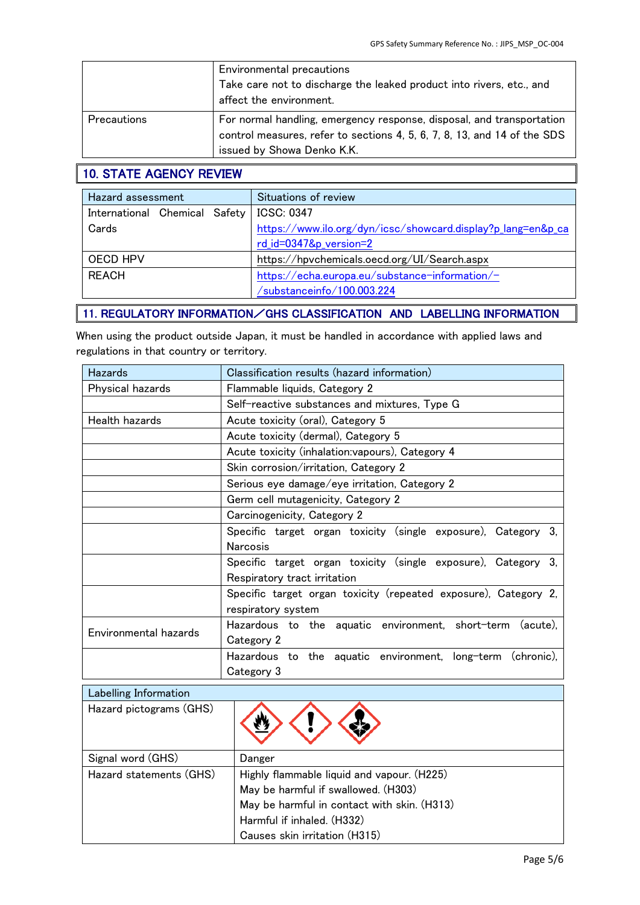| | |
|---|---|
| | Environmental precautions<br>Take care not to discharge the leaked product into rivers, etc., and affect the environment. |
| Precautions | For normal handling, emergency response, disposal, and transportation control measures, refer to sections 4, 5, 6, 7, 8, 13, and 14 of the SDS issued by Showa Denko K.K. |

## 10. STATE AGENCY REVIEW

| Hazard assessment | Situations of review |
|---|---|
| International Chemical Safety Cards | ICSC: 0347<br>https://www.ilo.org/dyn/icsc/showcard.display?p_lang=en&p_card_id=0347&p_version=2 |
| OECD HPV | https://hpvchemicals.oecd.org/UI/Search.aspx |
| REACH | https://echa.europa.eu/substance-information/-/substanceinfo/100.003.224 |

## 11. REGULATORY INFORMATION／GHS CLASSIFICATION AND LABELLING INFORMATION

When using the product outside Japan, it must be handled in accordance with applied laws and regulations in that country or territory.

| Hazards | Classification results (hazard information) |
|---|---|
| Physical hazards | Flammable liquids, Category 2 |
| | Self-reactive substances and mixtures, Type G |
| Health hazards | Acute toxicity (oral), Category 5 |
| | Acute toxicity (dermal), Category 5 |
| | Acute toxicity (inhalation:vapours), Category 4 |
| | Skin corrosion/irritation, Category 2 |
| | Serious eye damage/eye irritation, Category 2 |
| | Germ cell mutagenicity, Category 2 |
| | Carcinogenicity, Category 2 |
| | Specific target organ toxicity (single exposure), Category 3, Narcosis |
| | Specific target organ toxicity (single exposure), Category 3, Respiratory tract irritation |
| | Specific target organ toxicity (repeated exposure), Category 2, respiratory system |
| Environmental hazards | Hazardous to the aquatic environment, short-term (acute), Category 2 |
| | Hazardous to the aquatic environment, long-term (chronic), Category 3 |

| Labelling Information | |
|---|---|
| Hazard pictograms (GHS) | |
| Signal word (GHS) | Danger |
| Hazard statements (GHS) | Highly flammable liquid and vapour. (H225)<br>May be harmful if swallowed. (H303)<br>May be harmful in contact with skin. (H313)<br>Harmful if inhaled. (H332)<br>Causes skin irritation (H315) |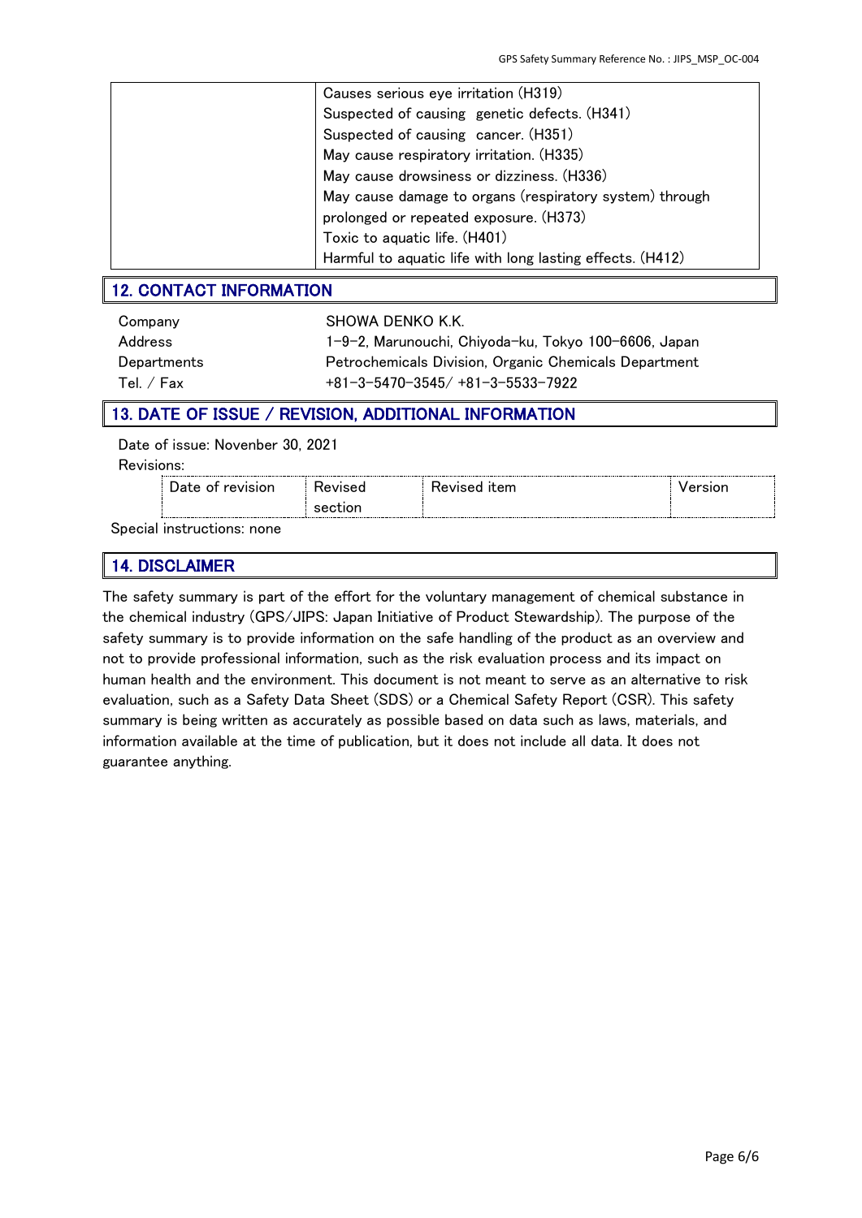| | |
|---|---|
| | Causes serious eye irritation (H319)<br>Suspected of causing genetic defects. (H341)<br>Suspected of causing cancer. (H351)<br>May cause respiratory irritation. (H335)<br>May cause drowsiness or dizziness. (H336)<br>May cause damage to organs (respiratory system) through prolonged or repeated exposure. (H373)<br>Toxic to aquatic life. (H401)<br>Harmful to aquatic life with long lasting effects. (H412) |

## 12. CONTACT INFORMATION

| | |
|---|---|
| Company | SHOWA DENKO K.K. |
| Address | 1-9-2, Marunouchi, Chiyoda-ku, Tokyo 100-6606, Japan |
| Departments | Petrochemicals Division, Organic Chemicals Department |
| Tel. / Fax | +81-3-5470-3545/ +81-3-5533-7922 |

## 13. DATE OF ISSUE / REVISION, ADDITIONAL INFORMATION

Date of issue: Novenber 30, 2021

Revisions:

| Date of revision | Revised section | Revised item | Version |
|---|---|---|---|

Special instructions: none

## 14. DISCLAIMER

The safety summary is part of the effort for the voluntary management of chemical substance in the chemical industry (GPS/JIPS: Japan Initiative of Product Stewardship). The purpose of the safety summary is to provide information on the safe handling of the product as an overview and not to provide professional information, such as the risk evaluation process and its impact on human health and the environment. This document is not meant to serve as an alternative to risk evaluation, such as a Safety Data Sheet (SDS) or a Chemical Safety Report (CSR). This safety summary is being written as accurately as possible based on data such as laws, materials, and information available at the time of publication, but it does not include all data. It does not guarantee anything.